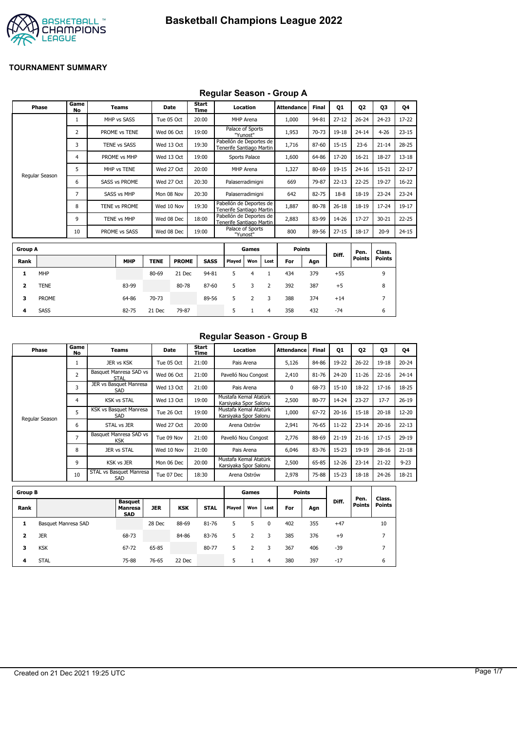# Basketball Champions League 2022

**TOURNAMENT SUMMARY**

## Regular Season - Group A

| Phase | Game No | Teams | Date | Start Time | Location | Attendance | Final | Q1 | Q2 | Q3 | Q4 |
|---|---|---|---|---|---|---|---|---|---|---|---|
| Regular Season | 1 | MHP vs SASS | Tue 05 Oct | 20:00 | MHP Arena | 1,000 | 94-81 | 27-12 | 26-24 | 24-23 | 17-22 |
| | 2 | PROME vs TENE | Wed 06 Oct | 19:00 | Palace of Sports "Yunost" | 1,953 | 70-73 | 19-18 | 24-14 | 4-26 | 23-15 |
| | 3 | TENE vs SASS | Wed 13 Oct | 19:30 | Pabellón de Deportes de Tenerife Santiago Martin | 1,716 | 87-60 | 15-15 | 23-6 | 21-14 | 28-25 |
| | 4 | PROME vs MHP | Wed 13 Oct | 19:00 | Sports Palace | 1,600 | 64-86 | 17-20 | 16-21 | 18-27 | 13-18 |
| | 5 | MHP vs TENE | Wed 27 Oct | 20:00 | MHP Arena | 1,327 | 80-69 | 19-15 | 24-16 | 15-21 | 22-17 |
| | 6 | SASS vs PROME | Wed 27 Oct | 20:30 | Palaserradimigni | 669 | 79-87 | 22-13 | 22-25 | 19-27 | 16-22 |
| | 7 | SASS vs MHP | Mon 08 Nov | 20:30 | Palaserradimigni | 642 | 82-75 | 18-8 | 18-19 | 23-24 | 23-24 |
| | 8 | TENE vs PROME | Wed 10 Nov | 19:30 | Pabellón de Deportes de Tenerife Santiago Martin | 1,887 | 80-78 | 26-18 | 18-19 | 17-24 | 19-17 |
| | 9 | TENE vs MHP | Wed 08 Dec | 18:00 | Pabellón de Deportes de Tenerife Santiago Martin | 2,883 | 83-99 | 14-26 | 17-27 | 30-21 | 22-25 |
| | 10 | PROME vs SASS | Wed 08 Dec | 19:00 | Palace of Sports "Yunost" | 800 | 89-56 | 27-15 | 18-17 | 20-9 | 24-15 |

| Group A | | | | | | Games | | | Points | | Diff. | Pen. Points | Class. Points |
|---|---|---|---|---|---|---|---|---|---|---|---|---|---|
| Rank | | MHP | TENE | PROME | SASS | Played | Won | Lost | For | Agn | | | |
| 1 | MHP | | 80-69 | 21 Dec | 94-81 | 5 | 4 | 1 | 434 | 379 | +55 | | 9 |
| 2 | TENE | 83-99 | | 80-78 | 87-60 | 5 | 3 | 2 | 392 | 387 | +5 | | 8 |
| 3 | PROME | 64-86 | 70-73 | | 89-56 | 5 | 2 | 3 | 388 | 374 | +14 | | 7 |
| 4 | SASS | 82-75 | 21 Dec | 79-87 | | 5 | 1 | 4 | 358 | 432 | -74 | | 6 |

## Regular Season - Group B

| Phase | Game No | Teams | Date | Start Time | Location | Attendance | Final | Q1 | Q2 | Q3 | Q4 |
|---|---|---|---|---|---|---|---|---|---|---|---|
| Regular Season | 1 | JER vs KSK | Tue 05 Oct | 21:00 | Pais Arena | 5,126 | 84-86 | 19-22 | 26-22 | 19-18 | 20-24 |
| | 2 | Basquet Manresa SAD vs STAL | Wed 06 Oct | 21:00 | Pavelló Nou Congost | 2,410 | 81-76 | 24-20 | 11-26 | 22-16 | 24-14 |
| | 3 | JER vs Basquet Manresa SAD | Wed 13 Oct | 21:00 | Pais Arena | 0 | 68-73 | 15-10 | 18-22 | 17-16 | 18-25 |
| | 4 | KSK vs STAL | Wed 13 Oct | 19:00 | Mustafa Kemal Atatürk Karsiyaka Spor Salonu | 2,500 | 80-77 | 14-24 | 23-27 | 17-7 | 26-19 |
| | 5 | KSK vs Basquet Manresa SAD | Tue 26 Oct | 19:00 | Mustafa Kemal Atatürk Karsiyaka Spor Salonu | 1,000 | 67-72 | 20-16 | 15-18 | 20-18 | 12-20 |
| | 6 | STAL vs JER | Wed 27 Oct | 20:00 | Arena Ostrów | 2,941 | 76-65 | 11-22 | 23-14 | 20-16 | 22-13 |
| | 7 | Basquet Manresa SAD vs KSK | Tue 09 Nov | 21:00 | Pavelló Nou Congost | 2,776 | 88-69 | 21-19 | 21-16 | 17-15 | 29-19 |
| | 8 | JER vs STAL | Wed 10 Nov | 21:00 | Pais Arena | 6,046 | 83-76 | 15-23 | 19-19 | 28-16 | 21-18 |
| | 9 | KSK vs JER | Mon 06 Dec | 20:00 | Mustafa Kemal Atatürk Karsiyaka Spor Salonu | 2,500 | 65-85 | 12-26 | 23-14 | 21-22 | 9-23 |
| | 10 | STAL vs Basquet Manresa SAD | Tue 07 Dec | 18:30 | Arena Ostrów | 2,978 | 75-88 | 15-23 | 18-18 | 24-26 | 18-21 |

| Group B | | | | | | Games | | | Points | | Diff. | Pen. Points | Class. Points |
|---|---|---|---|---|---|---|---|---|---|---|---|---|---|
| Rank | | Basquet Manresa SAD | JER | KSK | STAL | Played | Won | Lost | For | Agn | | | |
| 1 | Basquet Manresa SAD | | 28 Dec | 88-69 | 81-76 | 5 | 5 | 0 | 402 | 355 | +47 | | 10 |
| 2 | JER | 68-73 | | 84-86 | 83-76 | 5 | 2 | 3 | 385 | 376 | +9 | | 7 |
| 3 | KSK | 67-72 | 65-85 | | 80-77 | 5 | 2 | 3 | 367 | 406 | -39 | | 7 |
| 4 | STAL | 75-88 | 76-65 | 22 Dec | | 5 | 1 | 4 | 380 | 397 | -17 | | 6 |

Created on 21 Dec 2021 19:25 UTC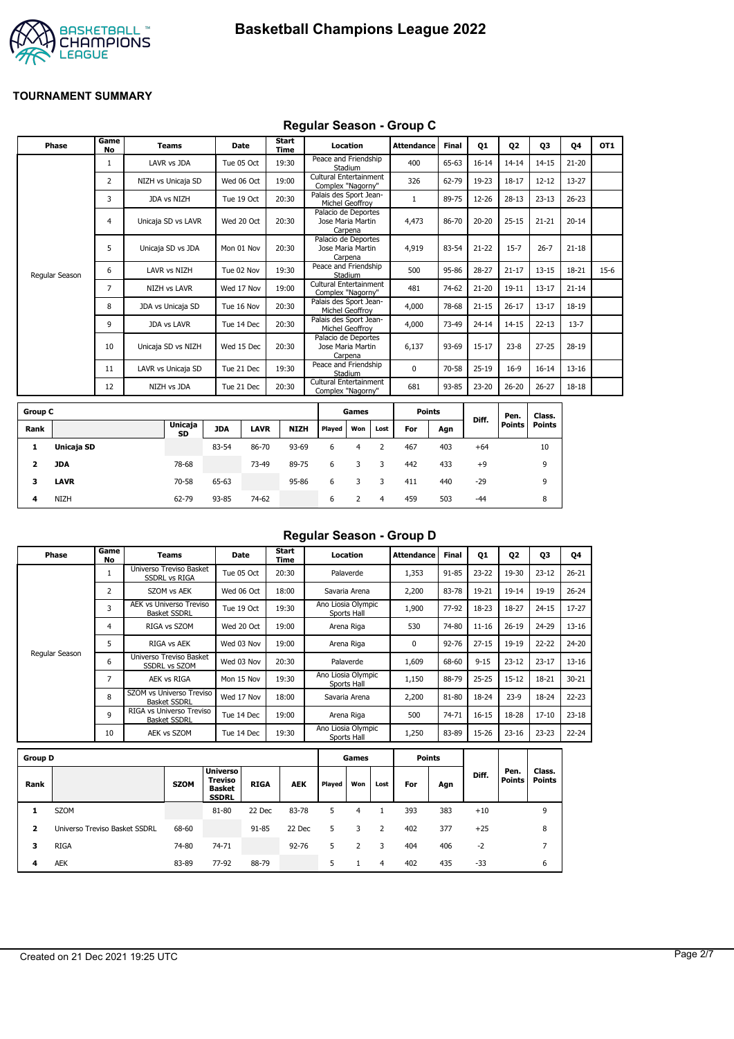# Basketball Champions League 2022

## TOURNAMENT SUMMARY

### Regular Season - Group C

| Phase | Game No | Teams | Date | Start Time | Location | Attendance | Final | Q1 | Q2 | Q3 | Q4 | OT1 |
|---|---|---|---|---|---|---|---|---|---|---|---|---|
| Regular Season | 1 | LAVR vs JDA | Tue 05 Oct | 19:30 | Peace and Friendship Stadium | 400 | 65-63 | 16-14 | 14-14 | 14-15 | 21-20 | |
| | 2 | NIZH vs Unicaja SD | Wed 06 Oct | 19:00 | Cultural Entertainment Complex "Nagorny" | 326 | 62-79 | 19-23 | 18-17 | 12-12 | 13-27 | |
| | 3 | JDA vs NIZH | Tue 19 Oct | 20:30 | Palais des Sport Jean-Michel Geoffroy | 1 | 89-75 | 12-26 | 28-13 | 23-13 | 26-23 | |
| | 4 | Unicaja SD vs LAVR | Wed 20 Oct | 20:30 | Palacio de Deportes Jose Maria Martin Carpena | 4,473 | 86-70 | 20-20 | 25-15 | 21-21 | 20-14 | |
| | 5 | Unicaja SD vs JDA | Mon 01 Nov | 20:30 | Palacio de Deportes Jose Maria Martin Carpena | 4,919 | 83-54 | 21-22 | 15-7 | 26-7 | 21-18 | |
| | 6 | LAVR vs NIZH | Tue 02 Nov | 19:30 | Peace and Friendship Stadium | 500 | 95-86 | 28-27 | 21-17 | 13-15 | 18-21 | 15-6 |
| | 7 | NIZH vs LAVR | Wed 17 Nov | 19:00 | Cultural Entertainment Complex "Nagorny" | 481 | 74-62 | 21-20 | 19-11 | 13-17 | 21-14 | |
| | 8 | JDA vs Unicaja SD | Tue 16 Nov | 20:30 | Palais des Sport Jean-Michel Geoffroy | 4,000 | 78-68 | 21-15 | 26-17 | 13-17 | 18-19 | |
| | 9 | JDA vs LAVR | Tue 14 Dec | 20:30 | Palais des Sport Jean-Michel Geoffroy | 4,000 | 73-49 | 24-14 | 14-15 | 22-13 | 13-7 | |
| | 10 | Unicaja SD vs NIZH | Wed 15 Dec | 20:30 | Palacio de Deportes Jose Maria Martin Carpena | 6,137 | 93-69 | 15-17 | 23-8 | 27-25 | 28-19 | |
| | 11 | LAVR vs Unicaja SD | Tue 21 Dec | 19:30 | Peace and Friendship Stadium | 0 | 70-58 | 25-19 | 16-9 | 16-14 | 13-16 | |
| | 12 | NIZH vs JDA | Tue 21 Dec | 20:30 | Cultural Entertainment Complex "Nagorny" | 681 | 93-85 | 23-20 | 26-20 | 26-27 | 18-18 | |

| Group C | | | | | | Games | | | Points | | | | |
|---|---|---|---|---|---|---|---|---|---|---|---|---|---|
| Rank | | Unicaja SD | JDA | LAVR | NIZH | Played | Won | Lost | For | Agn | Diff. | Pen. Points | Class. Points |
| 1 | **Unicaja SD** | | 83-54 | 86-70 | 93-69 | 6 | 4 | 2 | 467 | 403 | +64 | | 10 |
| 2 | **JDA** | 78-68 | | 73-49 | 89-75 | 6 | 3 | 3 | 442 | 433 | +9 | | 9 |
| 3 | **LAVR** | 70-58 | 65-63 | | 95-86 | 6 | 3 | 3 | 411 | 440 | -29 | | 9 |
| 4 | NIZH | 62-79 | 93-85 | 74-62 | | 6 | 2 | 4 | 459 | 503 | -44 | | 8 |

### Regular Season - Group D

| Phase | Game No | Teams | Date | Start Time | Location | Attendance | Final | Q1 | Q2 | Q3 | Q4 |
|---|---|---|---|---|---|---|---|---|---|---|---|
| Regular Season | 1 | Universo Treviso Basket SSDRL vs RIGA | Tue 05 Oct | 20:30 | Palaverde | 1,353 | 91-85 | 23-22 | 19-30 | 23-12 | 26-21 |
| | 2 | SZOM vs AEK | Wed 06 Oct | 18:00 | Savaria Arena | 2,200 | 83-78 | 19-21 | 19-14 | 19-19 | 26-24 |
| | 3 | AEK vs Universo Treviso Basket SSDRL | Tue 19 Oct | 19:30 | Ano Liosia Olympic Sports Hall | 1,900 | 77-92 | 18-23 | 18-27 | 24-15 | 17-27 |
| | 4 | RIGA vs SZOM | Wed 20 Oct | 19:00 | Arena Riga | 530 | 74-80 | 11-16 | 26-19 | 24-29 | 13-16 |
| | 5 | RIGA vs AEK | Wed 03 Nov | 19:00 | Arena Riga | 0 | 92-76 | 27-15 | 19-19 | 22-22 | 24-20 |
| | 6 | Universo Treviso Basket SSDRL vs SZOM | Wed 03 Nov | 20:30 | Palaverde | 1,609 | 68-60 | 9-15 | 23-12 | 23-17 | 13-16 |
| | 7 | AEK vs RIGA | Mon 15 Nov | 19:30 | Ano Liosia Olympic Sports Hall | 1,150 | 88-79 | 25-25 | 15-12 | 18-21 | 30-21 |
| | 8 | SZOM vs Universo Treviso Basket SSDRL | Wed 17 Nov | 18:00 | Savaria Arena | 2,200 | 81-80 | 18-24 | 23-9 | 18-24 | 22-23 |
| | 9 | RIGA vs Universo Treviso Basket SSDRL | Tue 14 Dec | 19:00 | Arena Riga | 500 | 74-71 | 16-15 | 18-28 | 17-10 | 23-18 |
| | 10 | AEK vs SZOM | Tue 14 Dec | 19:30 | Ano Liosia Olympic Sports Hall | 1,250 | 83-89 | 15-26 | 23-16 | 23-23 | 22-24 |

| Group D | | | | | | Games | | | Points | | | | |
|---|---|---|---|---|---|---|---|---|---|---|---|---|---|
| Rank | | SZOM | Universo Treviso Basket SSDRL | RIGA | AEK | Played | Won | Lost | For | Agn | Diff. | Pen. Points | Class. Points |
| 1 | SZOM | | 81-80 | 22 Dec | 83-78 | 5 | 4 | 1 | 393 | 383 | +10 | | 9 |
| 2 | Universo Treviso Basket SSDRL | 68-60 | | 91-85 | 22 Dec | 5 | 3 | 2 | 402 | 377 | +25 | | 8 |
| 3 | RIGA | 74-80 | 74-71 | | 92-76 | 5 | 2 | 3 | 404 | 406 | -2 | | 7 |
| 4 | AEK | 83-89 | 77-92 | 88-79 | | 5 | 1 | 4 | 402 | 435 | -33 | | 6 |

Created on 21 Dec 2021 19:25 UTC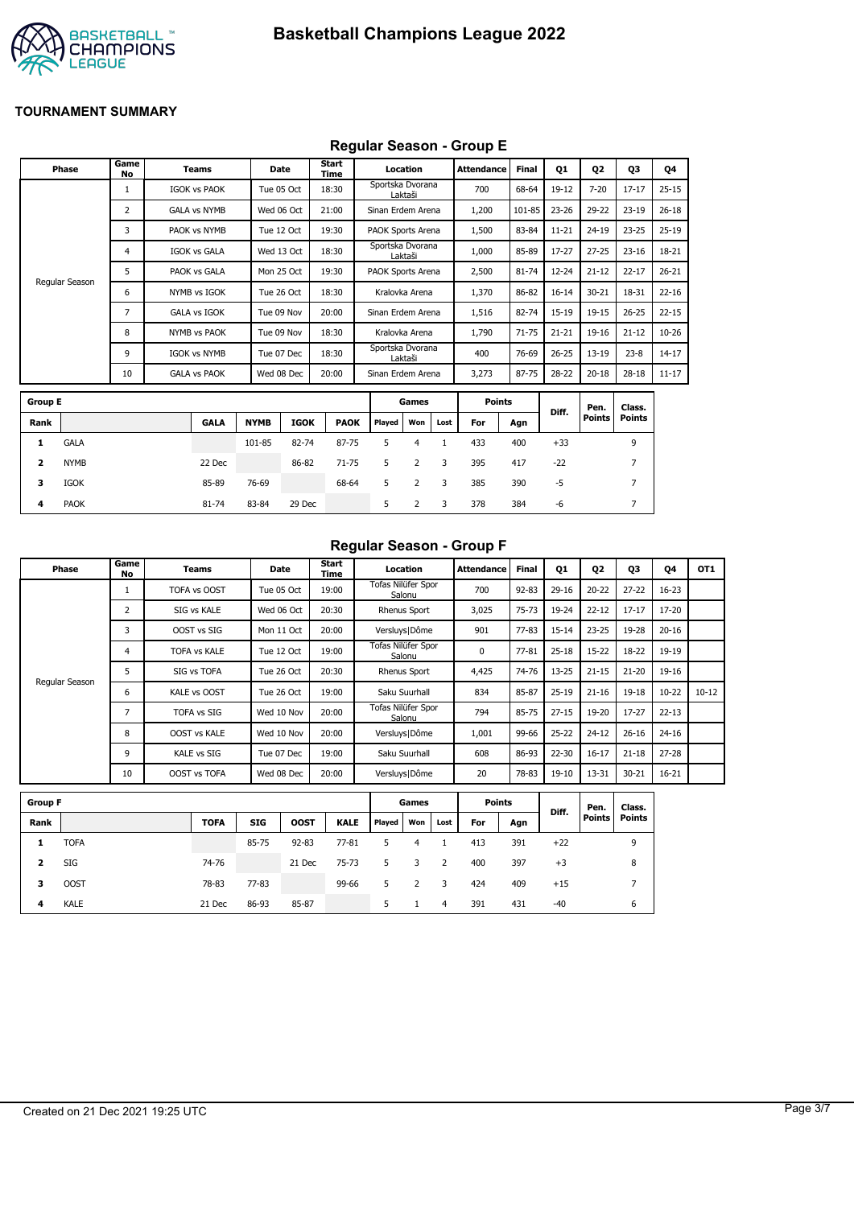# Basketball Champions League 2022

## TOURNAMENT SUMMARY

### Regular Season - Group E

| Phase | Game No | Teams | Date | Start Time | Location | Attendance | Final | Q1 | Q2 | Q3 | Q4 |
|---|---|---|---|---|---|---|---|---|---|---|---|
| Regular Season | 1 | IGOK vs PAOK | Tue 05 Oct | 18:30 | Sportska Dvorana Laktaši | 700 | 68-64 | 19-12 | 7-20 | 17-17 | 25-15 |
| | 2 | GALA vs NYMB | Wed 06 Oct | 21:00 | Sinan Erdem Arena | 1,200 | 101-85 | 23-26 | 29-22 | 23-19 | 26-18 |
| | 3 | PAOK vs NYMB | Tue 12 Oct | 19:30 | PAOK Sports Arena | 1,500 | 83-84 | 11-21 | 24-19 | 23-25 | 25-19 |
| | 4 | IGOK vs GALA | Wed 13 Oct | 18:30 | Sportska Dvorana Laktaši | 1,000 | 85-89 | 17-27 | 27-25 | 23-16 | 18-21 |
| | 5 | PAOK vs GALA | Mon 25 Oct | 19:30 | PAOK Sports Arena | 2,500 | 81-74 | 12-24 | 21-12 | 22-17 | 26-21 |
| | 6 | NYMB vs IGOK | Tue 26 Oct | 18:30 | Kralovka Arena | 1,370 | 86-82 | 16-14 | 30-21 | 18-31 | 22-16 |
| | 7 | GALA vs IGOK | Tue 09 Nov | 20:00 | Sinan Erdem Arena | 1,516 | 82-74 | 15-19 | 19-15 | 26-25 | 22-15 |
| | 8 | NYMB vs PAOK | Tue 09 Nov | 18:30 | Kralovka Arena | 1,790 | 71-75 | 21-21 | 19-16 | 21-12 | 10-26 |
| | 9 | IGOK vs NYMB | Tue 07 Dec | 18:30 | Sportska Dvorana Laktaši | 400 | 76-69 | 26-25 | 13-19 | 23-8 | 14-17 |
| | 10 | GALA vs PAOK | Wed 08 Dec | 20:00 | Sinan Erdem Arena | 3,273 | 87-75 | 28-22 | 20-18 | 28-18 | 11-17 |

| Group E | | | | | | Games | | | Points | | Diff. | Pen. Points | Class. Points |
|---|---|---|---|---|---|---|---|---|---|---|---|---|---|
| Rank | | GALA | NYMB | IGOK | PAOK | Played | Won | Lost | For | Agn | | | |
| 1 | GALA | | 101-85 | 82-74 | 87-75 | 5 | 4 | 1 | 433 | 400 | +33 | | 9 |
| 2 | NYMB | 22 Dec | | 86-82 | 71-75 | 5 | 2 | 3 | 395 | 417 | -22 | | 7 |
| 3 | IGOK | 85-89 | 76-69 | | 68-64 | 5 | 2 | 3 | 385 | 390 | -5 | | 7 |
| 4 | PAOK | 81-74 | 83-84 | 29 Dec | | 5 | 2 | 3 | 378 | 384 | -6 | | 7 |

### Regular Season - Group F

| Phase | Game No | Teams | Date | Start Time | Location | Attendance | Final | Q1 | Q2 | Q3 | Q4 | OT1 |
|---|---|---|---|---|---|---|---|---|---|---|---|---|
| Regular Season | 1 | TOFA vs OOST | Tue 05 Oct | 19:00 | Tofas Nilüfer Spor Salonu | 700 | 92-83 | 29-16 | 20-22 | 27-22 | 16-23 | |
| | 2 | SIG vs KALE | Wed 06 Oct | 20:30 | Rhenus Sport | 3,025 | 75-73 | 19-24 | 22-12 | 17-17 | 17-20 | |
| | 3 | OOST vs SIG | Mon 11 Oct | 20:00 | Versluys\|Dôme | 901 | 77-83 | 15-14 | 23-25 | 19-28 | 20-16 | |
| | 4 | TOFA vs KALE | Tue 12 Oct | 19:00 | Tofas Nilüfer Spor Salonu | 0 | 77-81 | 25-18 | 15-22 | 18-22 | 19-19 | |
| | 5 | SIG vs TOFA | Tue 26 Oct | 20:30 | Rhenus Sport | 4,425 | 74-76 | 13-25 | 21-15 | 21-20 | 19-16 | |
| | 6 | KALE vs OOST | Tue 26 Oct | 19:00 | Saku Suurhall | 834 | 85-87 | 25-19 | 21-16 | 19-18 | 10-22 | 10-12 |
| | 7 | TOFA vs SIG | Wed 10 Nov | 20:00 | Tofas Nilüfer Spor Salonu | 794 | 85-75 | 27-15 | 19-20 | 17-27 | 22-13 | |
| | 8 | OOST vs KALE | Wed 10 Nov | 20:00 | Versluys\|Dôme | 1,001 | 99-66 | 25-22 | 24-12 | 26-16 | 24-16 | |
| | 9 | KALE vs SIG | Tue 07 Dec | 19:00 | Saku Suurhall | 608 | 86-93 | 22-30 | 16-17 | 21-18 | 27-28 | |
| | 10 | OOST vs TOFA | Wed 08 Dec | 20:00 | Versluys\|Dôme | 20 | 78-83 | 19-10 | 13-31 | 30-21 | 16-21 | |

| Group F | | | | | | Games | | | Points | | Diff. | Pen. Points | Class. Points |
|---|---|---|---|---|---|---|---|---|---|---|---|---|---|
| Rank | | TOFA | SIG | OOST | KALE | Played | Won | Lost | For | Agn | | | |
| 1 | TOFA | | 85-75 | 92-83 | 77-81 | 5 | 4 | 1 | 413 | 391 | +22 | | 9 |
| 2 | SIG | 74-76 | | 21 Dec | 75-73 | 5 | 3 | 2 | 400 | 397 | +3 | | 8 |
| 3 | OOST | 78-83 | 77-83 | | 99-66 | 5 | 2 | 3 | 424 | 409 | +15 | | 7 |
| 4 | KALE | 21 Dec | 86-93 | 85-87 | | 5 | 1 | 4 | 391 | 431 | -40 | | 6 |

Created on 21 Dec 2021 19:25 UTC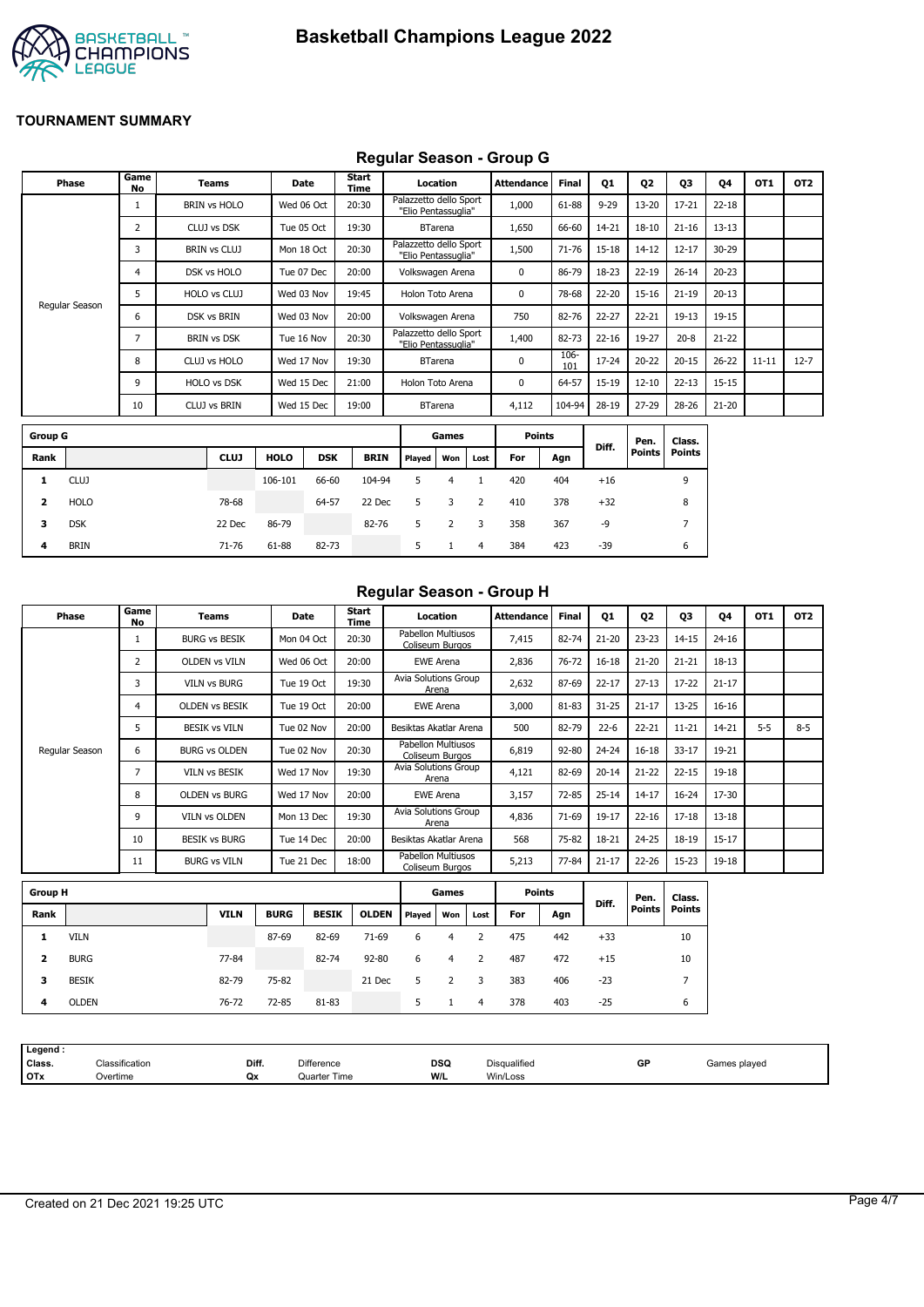# Basketball Champions League 2022

## TOURNAMENT SUMMARY

### Regular Season - Group G

| Phase | Game No | Teams | Date | Start Time | Location | Attendance | Final | Q1 | Q2 | Q3 | Q4 | OT1 | OT2 |
|---|---|---|---|---|---|---|---|---|---|---|---|---|---|
| Regular Season | 1 | BRIN vs HOLO | Wed 06 Oct | 20:30 | Palazzetto dello Sport "Elio Pentassuglia" | 1,000 | 61-88 | 9-29 | 13-20 | 17-21 | 22-18 | | |
| | 2 | CLUJ vs DSK | Tue 05 Oct | 19:30 | BTarena | 1,650 | 66-60 | 14-21 | 18-10 | 21-16 | 13-13 | | |
| | 3 | BRIN vs CLUJ | Mon 18 Oct | 20:30 | Palazzetto dello Sport "Elio Pentassuglia" | 1,500 | 71-76 | 15-18 | 14-12 | 12-17 | 30-29 | | |
| | 4 | DSK vs HOLO | Tue 07 Dec | 20:00 | Volkswagen Arena | 0 | 86-79 | 18-23 | 22-19 | 26-14 | 20-23 | | |
| | 5 | HOLO vs CLUJ | Wed 03 Nov | 19:45 | Holon Toto Arena | 0 | 78-68 | 22-20 | 15-16 | 21-19 | 20-13 | | |
| | 6 | DSK vs BRIN | Wed 03 Nov | 20:00 | Volkswagen Arena | 750 | 82-76 | 22-27 | 22-21 | 19-13 | 19-15 | | |
| | 7 | BRIN vs DSK | Tue 16 Nov | 20:30 | Palazzetto dello Sport "Elio Pentassuglia" | 1,400 | 82-73 | 22-16 | 19-27 | 20-8 | 21-22 | | |
| | 8 | CLUJ vs HOLO | Wed 17 Nov | 19:30 | BTarena | 0 | 106-101 | 17-24 | 20-22 | 20-15 | 26-22 | 11-11 | 12-7 |
| | 9 | HOLO vs DSK | Wed 15 Dec | 21:00 | Holon Toto Arena | 0 | 64-57 | 15-19 | 12-10 | 22-13 | 15-15 | | |
| | 10 | CLUJ vs BRIN | Wed 15 Dec | 19:00 | BTarena | 4,112 | 104-94 | 28-19 | 27-29 | 28-26 | 21-20 | | |

| Group G | | | | | | Games | | | Points | | Diff. | Pen. Points | Class. Points |
|---|---|---|---|---|---|---|---|---|---|---|---|---|---|
| Rank | | CLUJ | HOLO | DSK | BRIN | Played | Won | Lost | For | Agn | | | |
| 1 | CLUJ | | 106-101 | 66-60 | 104-94 | 5 | 4 | 1 | 420 | 404 | +16 | | 9 |
| 2 | HOLO | 78-68 | | 64-57 | 22 Dec | 5 | 3 | 2 | 410 | 378 | +32 | | 8 |
| 3 | DSK | 22 Dec | 86-79 | | 82-76 | 5 | 2 | 3 | 358 | 367 | -9 | | 7 |
| 4 | BRIN | 71-76 | 61-88 | 82-73 | | 5 | 1 | 4 | 384 | 423 | -39 | | 6 |

### Regular Season - Group H

| Phase | Game No | Teams | Date | Start Time | Location | Attendance | Final | Q1 | Q2 | Q3 | Q4 | OT1 | OT2 |
|---|---|---|---|---|---|---|---|---|---|---|---|---|---|
| Regular Season | 1 | BURG vs BESIK | Mon 04 Oct | 20:30 | Pabellon Multiusos Coliseum Burgos | 7,415 | 82-74 | 21-20 | 23-23 | 14-15 | 24-16 | | |
| | 2 | OLDEN vs VILN | Wed 06 Oct | 20:00 | EWE Arena | 2,836 | 76-72 | 16-18 | 21-20 | 21-21 | 18-13 | | |
| | 3 | VILN vs BURG | Tue 19 Oct | 19:30 | Avia Solutions Group Arena | 2,632 | 87-69 | 22-17 | 27-13 | 17-22 | 21-17 | | |
| | 4 | OLDEN vs BESIK | Tue 19 Oct | 20:00 | EWE Arena | 3,000 | 81-83 | 31-25 | 21-17 | 13-25 | 16-16 | | |
| | 5 | BESIK vs VILN | Tue 02 Nov | 20:00 | Besiktas Akatlar Arena | 500 | 82-79 | 22-6 | 22-21 | 11-21 | 14-21 | 5-5 | 8-5 |
| | 6 | BURG vs OLDEN | Tue 02 Nov | 20:30 | Pabellon Multiusos Coliseum Burgos | 6,819 | 92-80 | 24-24 | 16-18 | 33-17 | 19-21 | | |
| | 7 | VILN vs BESIK | Wed 17 Nov | 19:30 | Avia Solutions Group Arena | 4,121 | 82-69 | 20-14 | 21-22 | 22-15 | 19-18 | | |
| | 8 | OLDEN vs BURG | Wed 17 Nov | 20:00 | EWE Arena | 3,157 | 72-85 | 25-14 | 14-17 | 16-24 | 17-30 | | |
| | 9 | VILN vs OLDEN | Mon 13 Dec | 19:30 | Avia Solutions Group Arena | 4,836 | 71-69 | 19-17 | 22-16 | 17-18 | 13-18 | | |
| | 10 | BESIK vs BURG | Tue 14 Dec | 20:00 | Besiktas Akatlar Arena | 568 | 75-82 | 18-21 | 24-25 | 18-19 | 15-17 | | |
| | 11 | BURG vs VILN | Tue 21 Dec | 18:00 | Pabellon Multiusos Coliseum Burgos | 5,213 | 77-84 | 21-17 | 22-26 | 15-23 | 19-18 | | |

| Group H | | | | | | Games | | | Points | | Diff. | Pen. Points | Class. Points |
|---|---|---|---|---|---|---|---|---|---|---|---|---|---|
| Rank | | VILN | BURG | BESIK | OLDEN | Played | Won | Lost | For | Agn | | | |
| 1 | VILN | | 87-69 | 82-69 | 71-69 | 6 | 4 | 2 | 475 | 442 | +33 | | 10 |
| 2 | BURG | 77-84 | | 82-74 | 92-80 | 6 | 4 | 2 | 487 | 472 | +15 | | 10 |
| 3 | BESIK | 82-79 | 75-82 | | 21 Dec | 5 | 2 | 3 | 383 | 406 | -23 | | 7 |
| 4 | OLDEN | 76-72 | 72-85 | 81-83 | | 5 | 1 | 4 | 378 | 403 | -25 | | 6 |

| Legend : | | | | | | | |
|---|---|---|---|---|---|---|---|
| Class. | Classification | Diff. | Difference | DSQ | Disqualified | GP | Games played |
| OTx | Overtime | Qx | Quarter Time | W/L | Win/Loss | | |

Created on 21 Dec 2021 19:25 UTC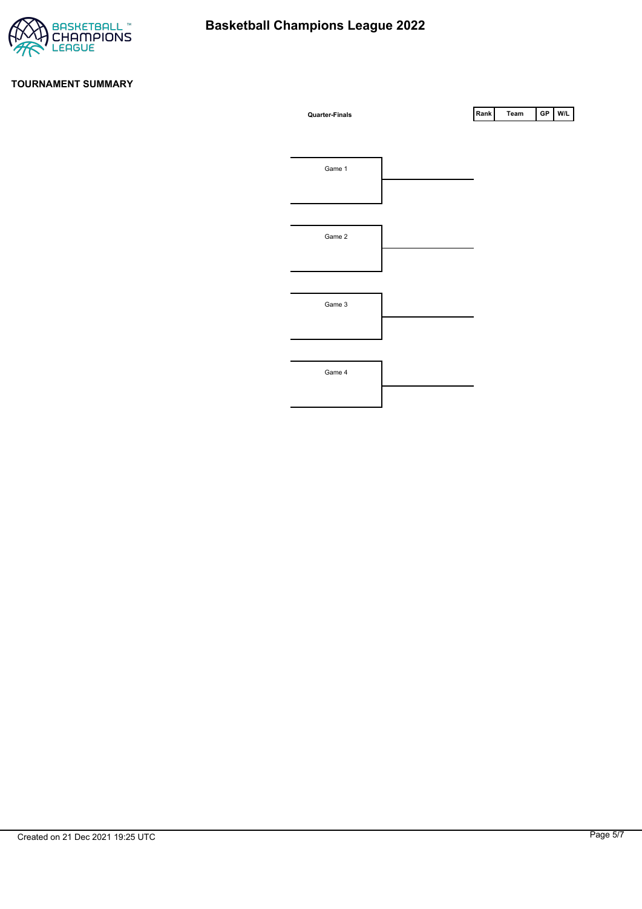# Basketball Champions League 2022

## TOURNAMENT SUMMARY

**Quarter-Finals**

Game 1

Game 2

Game 3

Game 4

| Rank | Team | GP | W/L |
|---|---|---|---|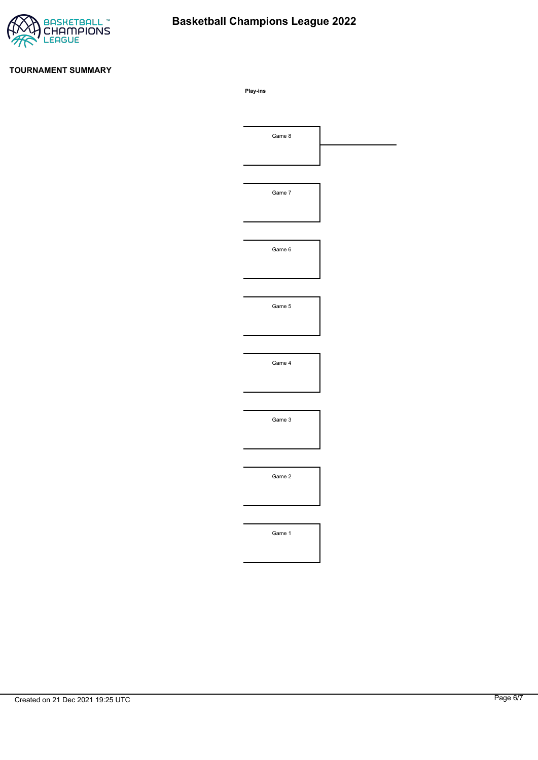# Basketball Champions League 2022

## TOURNAMENT SUMMARY

**Play-ins**

Game 8

Game 7

Game 6

Game 5

Game 4

Game 3

Game 2

Game 1

Created on 21 Dec 2021 19:25 UTC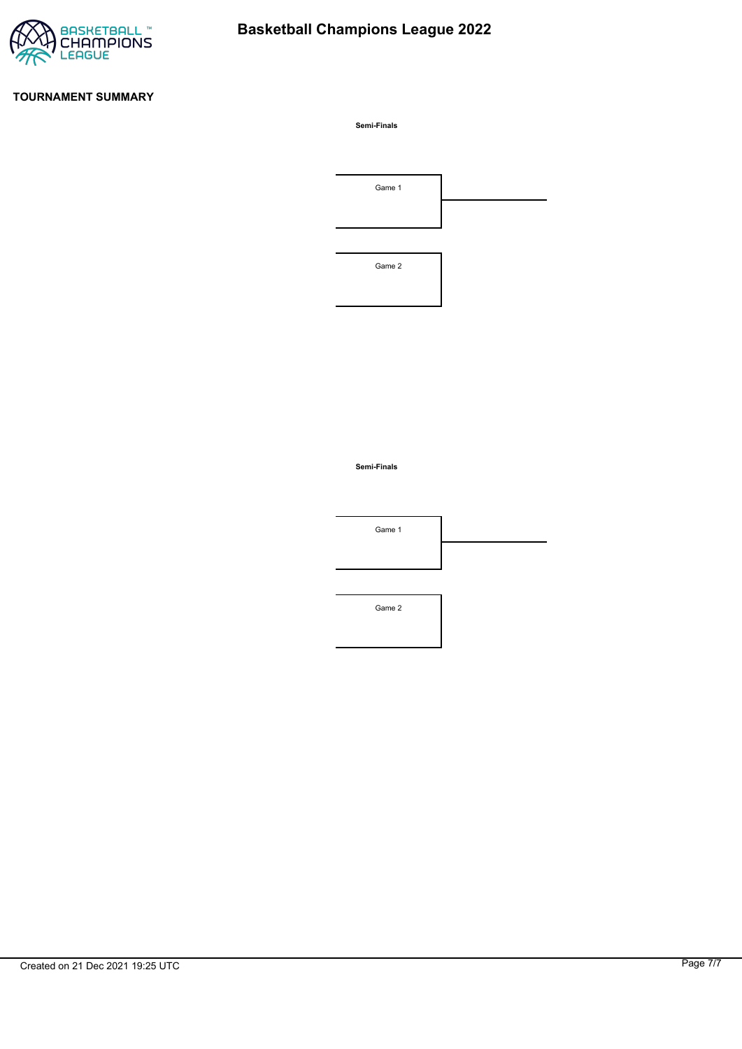# Basketball Champions League 2022

## TOURNAMENT SUMMARY

**Semi-Finals**

Game 1

Game 2

**Semi-Finals**

Game 1

Game 2

Created on 21 Dec 2021 19:25 UTC